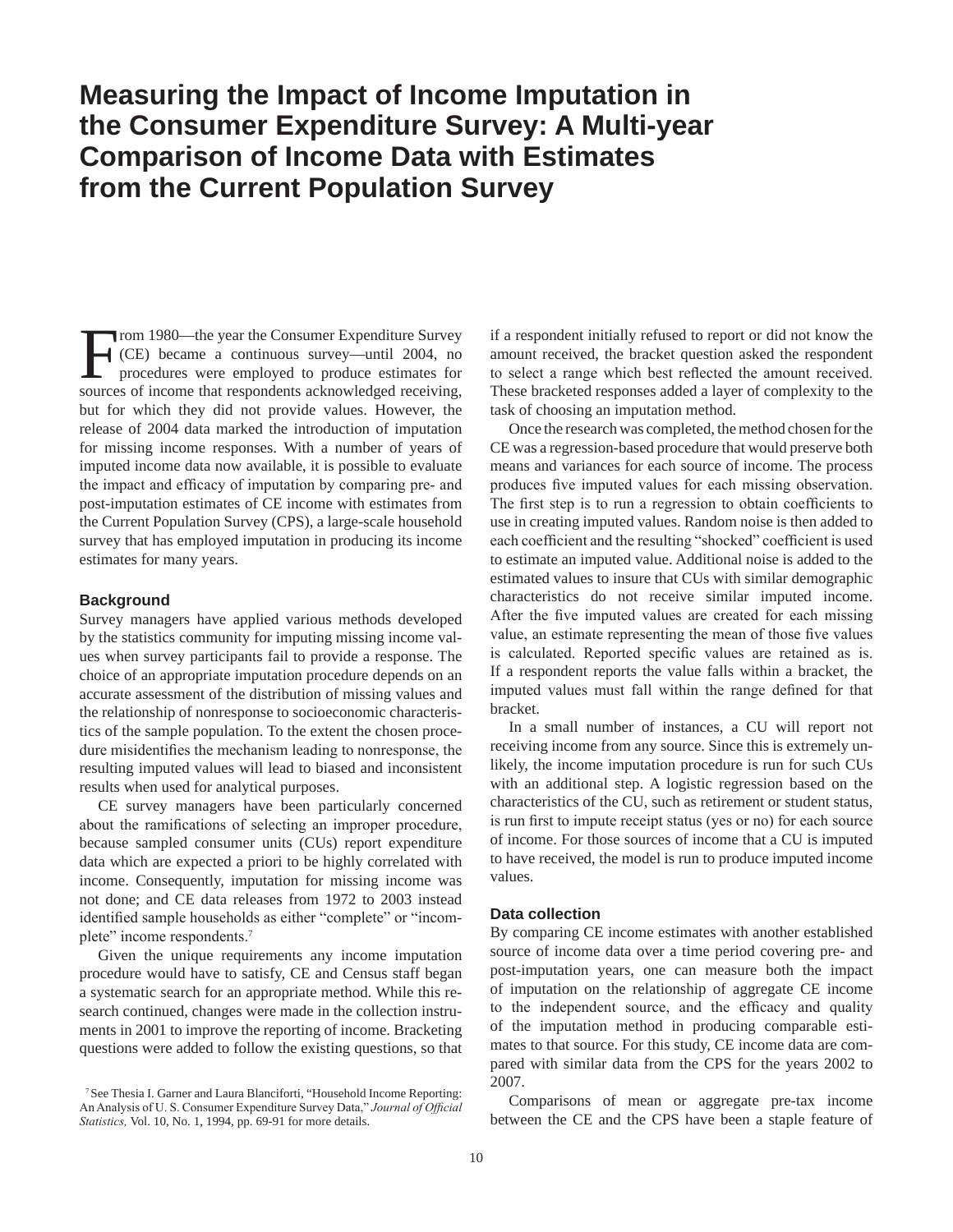# Measuring the Impact of Income Imputation in the Consumer Expenditure Survey: A Multi-year Comparison of Income Data with Estimates from the Current Population Survey

From 1980—the year the Consumer Expenditure Survey (CE) became a continuous survey—until 2004, no procedures were employed to produce estimates for sources of income that respondents acknowledged receiving, but for which they did not provide values. However, the release of 2004 data marked the introduction of imputation for missing income responses. With a number of years of imputed income data now available, it is possible to evaluate the impact and efficacy of imputation by comparing pre- and post-imputation estimates of CE income with estimates from the Current Population Survey (CPS), a large-scale household survey that has employed imputation in producing its income estimates for many years.

### Background

Survey managers have applied various methods developed by the statistics community for imputing missing income values when survey participants fail to provide a response. The choice of an appropriate imputation procedure depends on an accurate assessment of the distribution of missing values and the relationship of nonresponse to socioeconomic characteristics of the sample population. To the extent the chosen procedure misidentifies the mechanism leading to nonresponse, the resulting imputed values will lead to biased and inconsistent results when used for analytical purposes.

CE survey managers have been particularly concerned about the ramifications of selecting an improper procedure, because sampled consumer units (CUs) report expenditure data which are expected a priori to be highly correlated with income. Consequently, imputation for missing income was not done; and CE data releases from 1972 to 2003 instead identified sample households as either "complete" or "incomplete" income respondents.[7]

Given the unique requirements any income imputation procedure would have to satisfy, CE and Census staff began a systematic search for an appropriate method. While this research continued, changes were made in the collection instruments in 2001 to improve the reporting of income. Bracketing questions were added to follow the existing questions, so that if a respondent initially refused to report or did not know the amount received, the bracket question asked the respondent to select a range which best reflected the amount received. These bracketed responses added a layer of complexity to the task of choosing an imputation method.

Once the research was completed, the method chosen for the CE was a regression-based procedure that would preserve both means and variances for each source of income. The process produces five imputed values for each missing observation. The first step is to run a regression to obtain coefficients to use in creating imputed values. Random noise is then added to each coefficient and the resulting "shocked" coefficient is used to estimate an imputed value. Additional noise is added to the estimated values to insure that CUs with similar demographic characteristics do not receive similar imputed income. After the five imputed values are created for each missing value, an estimate representing the mean of those five values is calculated. Reported specific values are retained as is. If a respondent reports the value falls within a bracket, the imputed values must fall within the range defined for that bracket.

In a small number of instances, a CU will report not receiving income from any source. Since this is extremely unlikely, the income imputation procedure is run for such CUs with an additional step. A logistic regression based on the characteristics of the CU, such as retirement or student status, is run first to impute receipt status (yes or no) for each source of income. For those sources of income that a CU is imputed to have received, the model is run to produce imputed income values.

### Data collection

By comparing CE income estimates with another established source of income data over a time period covering pre- and post-imputation years, one can measure both the impact of imputation on the relationship of aggregate CE income to the independent source, and the efficacy and quality of the imputation method in producing comparable estimates to that source. For this study, CE income data are compared with similar data from the CPS for the years 2002 to 2007.

Comparisons of mean or aggregate pre-tax income between the CE and the CPS have been a staple feature of

[7] See Thesia I. Garner and Laura Blanciforti, "Household Income Reporting: An Analysis of U. S. Consumer Expenditure Survey Data," *Journal of Official Statistics,* Vol. 10, No. 1, 1994, pp. 69-91 for more details.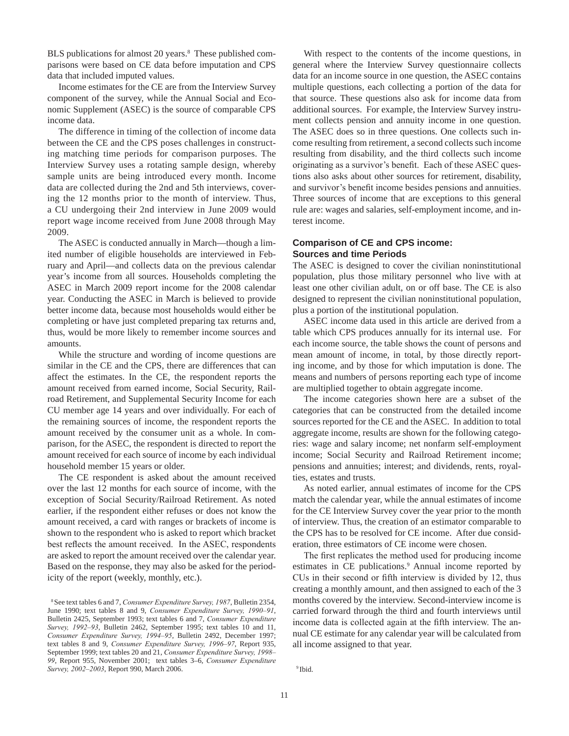BLS publications for almost 20 years.[8] These published comparisons were based on CE data before imputation and CPS data that included imputed values.

Income estimates for the CE are from the Interview Survey component of the survey, while the Annual Social and Economic Supplement (ASEC) is the source of comparable CPS income data.

The difference in timing of the collection of income data between the CE and the CPS poses challenges in constructing matching time periods for comparison purposes. The Interview Survey uses a rotating sample design, whereby sample units are being introduced every month. Income data are collected during the 2nd and 5th interviews, covering the 12 months prior to the month of interview. Thus, a CU undergoing their 2nd interview in June 2009 would report wage income received from June 2008 through May 2009.

The ASEC is conducted annually in March—though a limited number of eligible households are interviewed in February and April—and collects data on the previous calendar year's income from all sources. Households completing the ASEC in March 2009 report income for the 2008 calendar year. Conducting the ASEC in March is believed to provide better income data, because most households would either be completing or have just completed preparing tax returns and, thus, would be more likely to remember income sources and amounts.

While the structure and wording of income questions are similar in the CE and the CPS, there are differences that can affect the estimates. In the CE, the respondent reports the amount received from earned income, Social Security, Railroad Retirement, and Supplemental Security Income for each CU member age 14 years and over individually. For each of the remaining sources of income, the respondent reports the amount received by the consumer unit as a whole. In comparison, for the ASEC, the respondent is directed to report the amount received for each source of income by each individual household member 15 years or older.

The CE respondent is asked about the amount received over the last 12 months for each source of income, with the exception of Social Security/Railroad Retirement. As noted earlier, if the respondent either refuses or does not know the amount received, a card with ranges or brackets of income is shown to the respondent who is asked to report which bracket best reflects the amount received. In the ASEC, respondents are asked to report the amount received over the calendar year. Based on the response, they may also be asked for the periodicity of the report (weekly, monthly, etc.).

With respect to the contents of the income questions, in general where the Interview Survey questionnaire collects data for an income source in one question, the ASEC contains multiple questions, each collecting a portion of the data for that source. These questions also ask for income data from additional sources. For example, the Interview Survey instrument collects pension and annuity income in one question. The ASEC does so in three questions. One collects such income resulting from retirement, a second collects such income resulting from disability, and the third collects such income originating as a survivor's benefit. Each of these ASEC questions also asks about other sources for retirement, disability, and survivor's benefit income besides pensions and annuities. Three sources of income that are exceptions to this general rule are: wages and salaries, self-employment income, and interest income.

## Comparison of CE and CPS income: Sources and time Periods

The ASEC is designed to cover the civilian noninstitutional population, plus those military personnel who live with at least one other civilian adult, on or off base. The CE is also designed to represent the civilian noninstitutional population, plus a portion of the institutional population.

ASEC income data used in this article are derived from a table which CPS produces annually for its internal use. For each income source, the table shows the count of persons and mean amount of income, in total, by those directly reporting income, and by those for which imputation is done. The means and numbers of persons reporting each type of income are multiplied together to obtain aggregate income.

The income categories shown here are a subset of the categories that can be constructed from the detailed income sources reported for the CE and the ASEC. In addition to total aggregate income, results are shown for the following categories: wage and salary income; net nonfarm self-employment income; Social Security and Railroad Retirement income; pensions and annuities; interest; and dividends, rents, royalties, estates and trusts.

As noted earlier, annual estimates of income for the CPS match the calendar year, while the annual estimates of income for the CE Interview Survey cover the year prior to the month of interview. Thus, the creation of an estimator comparable to the CPS has to be resolved for CE income. After due consideration, three estimators of CE income were chosen.

The first replicates the method used for producing income estimates in CE publications.[9] Annual income reported by CUs in their second or fifth interview is divided by 12, thus creating a monthly amount, and then assigned to each of the 3 months covered by the interview. Second-interview income is carried forward through the third and fourth interviews until income data is collected again at the fifth interview. The annual CE estimate for any calendar year will be calculated from all income assigned to that year.

[8] See text tables 6 and 7, *Consumer Expenditure Survey, 1987*, Bulletin 2354, June 1990; text tables 8 and 9, *Consumer Expenditure Survey, 1990–91*, Bulletin 2425, September 1993; text tables 6 and 7, *Consumer Expenditure Survey, 1992–93*, Bulletin 2462, September 1995; text tables 10 and 11, *Consumer Expenditure Survey, 1994–95*, Bulletin 2492, December 1997; text tables 8 and 9, *Consumer Expenditure Survey, 1996–97*, Report 935, September 1999; text tables 20 and 21, *Consumer Expenditure Survey, 1998–99*, Report 955, November 2001; text tables 3–6, *Consumer Expenditure Survey, 2002–2003*, Report 990, March 2006.

[9] Ibid.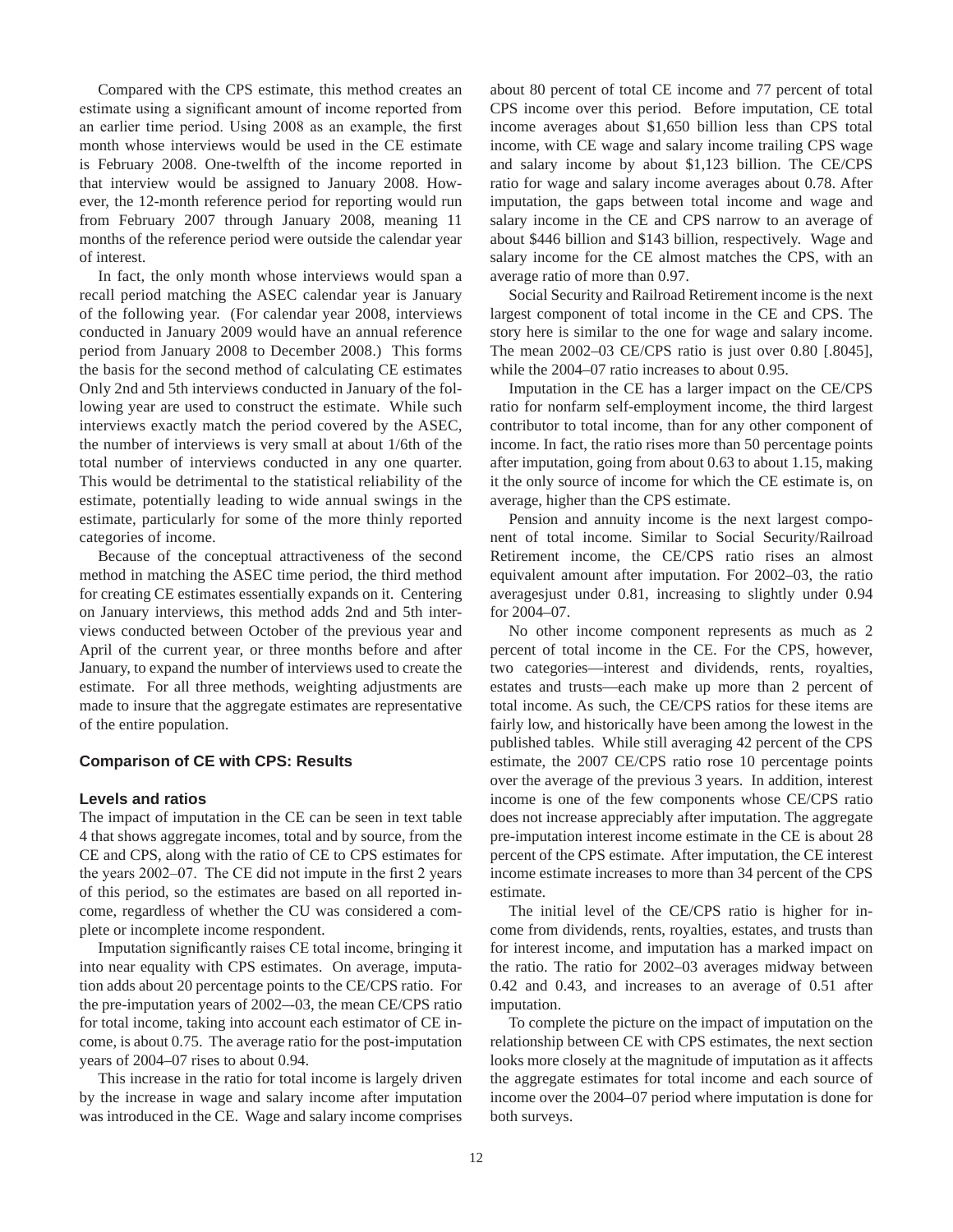Compared with the CPS estimate, this method creates an estimate using a significant amount of income reported from an earlier time period. Using 2008 as an example, the first month whose interviews would be used in the CE estimate is February 2008. One-twelfth of the income reported in that interview would be assigned to January 2008. However, the 12-month reference period for reporting would run from February 2007 through January 2008, meaning 11 months of the reference period were outside the calendar year of interest.

In fact, the only month whose interviews would span a recall period matching the ASEC calendar year is January of the following year. (For calendar year 2008, interviews conducted in January 2009 would have an annual reference period from January 2008 to December 2008.) This forms the basis for the second method of calculating CE estimates Only 2nd and 5th interviews conducted in January of the following year are used to construct the estimate. While such interviews exactly match the period covered by the ASEC, the number of interviews is very small at about 1/6th of the total number of interviews conducted in any one quarter. This would be detrimental to the statistical reliability of the estimate, potentially leading to wide annual swings in the estimate, particularly for some of the more thinly reported categories of income.

Because of the conceptual attractiveness of the second method in matching the ASEC time period, the third method for creating CE estimates essentially expands on it. Centering on January interviews, this method adds 2nd and 5th interviews conducted between October of the previous year and April of the current year, or three months before and after January, to expand the number of interviews used to create the estimate. For all three methods, weighting adjustments are made to insure that the aggregate estimates are representative of the entire population.

## Comparison of CE with CPS: Results

### Levels and ratios

The impact of imputation in the CE can be seen in text table 4 that shows aggregate incomes, total and by source, from the CE and CPS, along with the ratio of CE to CPS estimates for the years 2002–07. The CE did not impute in the first 2 years of this period, so the estimates are based on all reported income, regardless of whether the CU was considered a complete or incomplete income respondent.

Imputation significantly raises CE total income, bringing it into near equality with CPS estimates. On average, imputation adds about 20 percentage points to the CE/CPS ratio. For the pre-imputation years of 2002–-03, the mean CE/CPS ratio for total income, taking into account each estimator of CE income, is about 0.75. The average ratio for the post-imputation years of 2004–07 rises to about 0.94.

This increase in the ratio for total income is largely driven by the increase in wage and salary income after imputation was introduced in the CE. Wage and salary income comprises about 80 percent of total CE income and 77 percent of total CPS income over this period. Before imputation, CE total income averages about $1,650 billion less than CPS total income, with CE wage and salary income trailing CPS wage and salary income by about $1,123 billion. The CE/CPS ratio for wage and salary income averages about 0.78. After imputation, the gaps between total income and wage and salary income in the CE and CPS narrow to an average of about $446 billion and $143 billion, respectively. Wage and salary income for the CE almost matches the CPS, with an average ratio of more than 0.97.

Social Security and Railroad Retirement income is the next largest component of total income in the CE and CPS. The story here is similar to the one for wage and salary income. The mean 2002–03 CE/CPS ratio is just over 0.80 [.8045], while the 2004–07 ratio increases to about 0.95.

Imputation in the CE has a larger impact on the CE/CPS ratio for nonfarm self-employment income, the third largest contributor to total income, than for any other component of income. In fact, the ratio rises more than 50 percentage points after imputation, going from about 0.63 to about 1.15, making it the only source of income for which the CE estimate is, on average, higher than the CPS estimate.

Pension and annuity income is the next largest component of total income. Similar to Social Security/Railroad Retirement income, the CE/CPS ratio rises an almost equivalent amount after imputation. For 2002–03, the ratio averagesjust under 0.81, increasing to slightly under 0.94 for 2004–07.

No other income component represents as much as 2 percent of total income in the CE. For the CPS, however, two categories—interest and dividends, rents, royalties, estates and trusts—each make up more than 2 percent of total income. As such, the CE/CPS ratios for these items are fairly low, and historically have been among the lowest in the published tables. While still averaging 42 percent of the CPS estimate, the 2007 CE/CPS ratio rose 10 percentage points over the average of the previous 3 years. In addition, interest income is one of the few components whose CE/CPS ratio does not increase appreciably after imputation. The aggregate pre-imputation interest income estimate in the CE is about 28 percent of the CPS estimate. After imputation, the CE interest income estimate increases to more than 34 percent of the CPS estimate.

The initial level of the CE/CPS ratio is higher for income from dividends, rents, royalties, estates, and trusts than for interest income, and imputation has a marked impact on the ratio. The ratio for 2002–03 averages midway between 0.42 and 0.43, and increases to an average of 0.51 after imputation.

To complete the picture on the impact of imputation on the relationship between CE with CPS estimates, the next section looks more closely at the magnitude of imputation as it affects the aggregate estimates for total income and each source of income over the 2004–07 period where imputation is done for both surveys.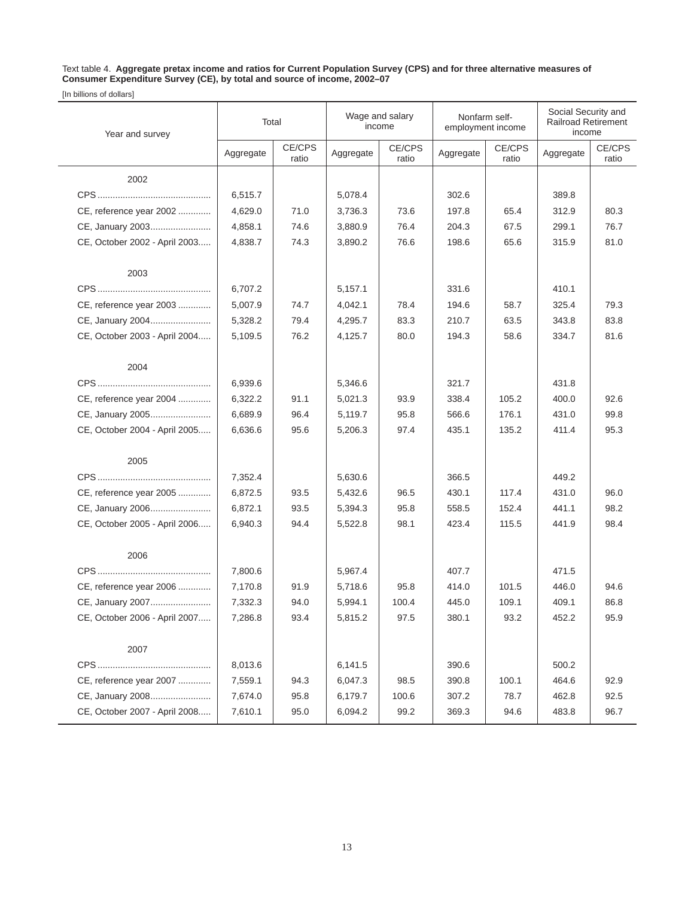Text table 4. **Aggregate pretax income and ratios for Current Population Survey (CPS) and for three alternative measures of Consumer Expenditure Survey (CE), by total and source of income, 2002–07**

[In billions of dollars]

| Year and survey | Total | | Wage and salary income | | Nonfarm self-employment income | | Social Security and Railroad Retirement income | |
|---|---|---|---|---|---|---|---|---|
| | Aggregate | CE/CPS ratio | Aggregate | CE/CPS ratio | Aggregate | CE/CPS ratio | Aggregate | CE/CPS ratio |
| 2002 | | | | | | | | |
| CPS | 6,515.7 | | 5,078.4 | | 302.6 | | 389.8 | |
| CE, reference year 2002 | 4,629.0 | 71.0 | 3,736.3 | 73.6 | 197.8 | 65.4 | 312.9 | 80.3 |
| CE, January 2003 | 4,858.1 | 74.6 | 3,880.9 | 76.4 | 204.3 | 67.5 | 299.1 | 76.7 |
| CE, October 2002 - April 2003 | 4,838.7 | 74.3 | 3,890.2 | 76.6 | 198.6 | 65.6 | 315.9 | 81.0 |
| 2003 | | | | | | | | |
| CPS | 6,707.2 | | 5,157.1 | | 331.6 | | 410.1 | |
| CE, reference year 2003 | 5,007.9 | 74.7 | 4,042.1 | 78.4 | 194.6 | 58.7 | 325.4 | 79.3 |
| CE, January 2004 | 5,328.2 | 79.4 | 4,295.7 | 83.3 | 210.7 | 63.5 | 343.8 | 83.8 |
| CE, October 2003 - April 2004 | 5,109.5 | 76.2 | 4,125.7 | 80.0 | 194.3 | 58.6 | 334.7 | 81.6 |
| 2004 | | | | | | | | |
| CPS | 6,939.6 | | 5,346.6 | | 321.7 | | 431.8 | |
| CE, reference year 2004 | 6,322.2 | 91.1 | 5,021.3 | 93.9 | 338.4 | 105.2 | 400.0 | 92.6 |
| CE, January 2005 | 6,689.9 | 96.4 | 5,119.7 | 95.8 | 566.6 | 176.1 | 431.0 | 99.8 |
| CE, October 2004 - April 2005 | 6,636.6 | 95.6 | 5,206.3 | 97.4 | 435.1 | 135.2 | 411.4 | 95.3 |
| 2005 | | | | | | | | |
| CPS | 7,352.4 | | 5,630.6 | | 366.5 | | 449.2 | |
| CE, reference year 2005 | 6,872.5 | 93.5 | 5,432.6 | 96.5 | 430.1 | 117.4 | 431.0 | 96.0 |
| CE, January 2006 | 6,872.1 | 93.5 | 5,394.3 | 95.8 | 558.5 | 152.4 | 441.1 | 98.2 |
| CE, October 2005 - April 2006 | 6,940.3 | 94.4 | 5,522.8 | 98.1 | 423.4 | 115.5 | 441.9 | 98.4 |
| 2006 | | | | | | | | |
| CPS | 7,800.6 | | 5,967.4 | | 407.7 | | 471.5 | |
| CE, reference year 2006 | 7,170.8 | 91.9 | 5,718.6 | 95.8 | 414.0 | 101.5 | 446.0 | 94.6 |
| CE, January 2007 | 7,332.3 | 94.0 | 5,994.1 | 100.4 | 445.0 | 109.1 | 409.1 | 86.8 |
| CE, October 2006 - April 2007 | 7,286.8 | 93.4 | 5,815.2 | 97.5 | 380.1 | 93.2 | 452.2 | 95.9 |
| 2007 | | | | | | | | |
| CPS | 8,013.6 | | 6,141.5 | | 390.6 | | 500.2 | |
| CE, reference year 2007 | 7,559.1 | 94.3 | 6,047.3 | 98.5 | 390.8 | 100.1 | 464.6 | 92.9 |
| CE, January 2008 | 7,674.0 | 95.8 | 6,179.7 | 100.6 | 307.2 | 78.7 | 462.8 | 92.5 |
| CE, October 2007 - April 2008 | 7,610.1 | 95.0 | 6,094.2 | 99.2 | 369.3 | 94.6 | 483.8 | 96.7 |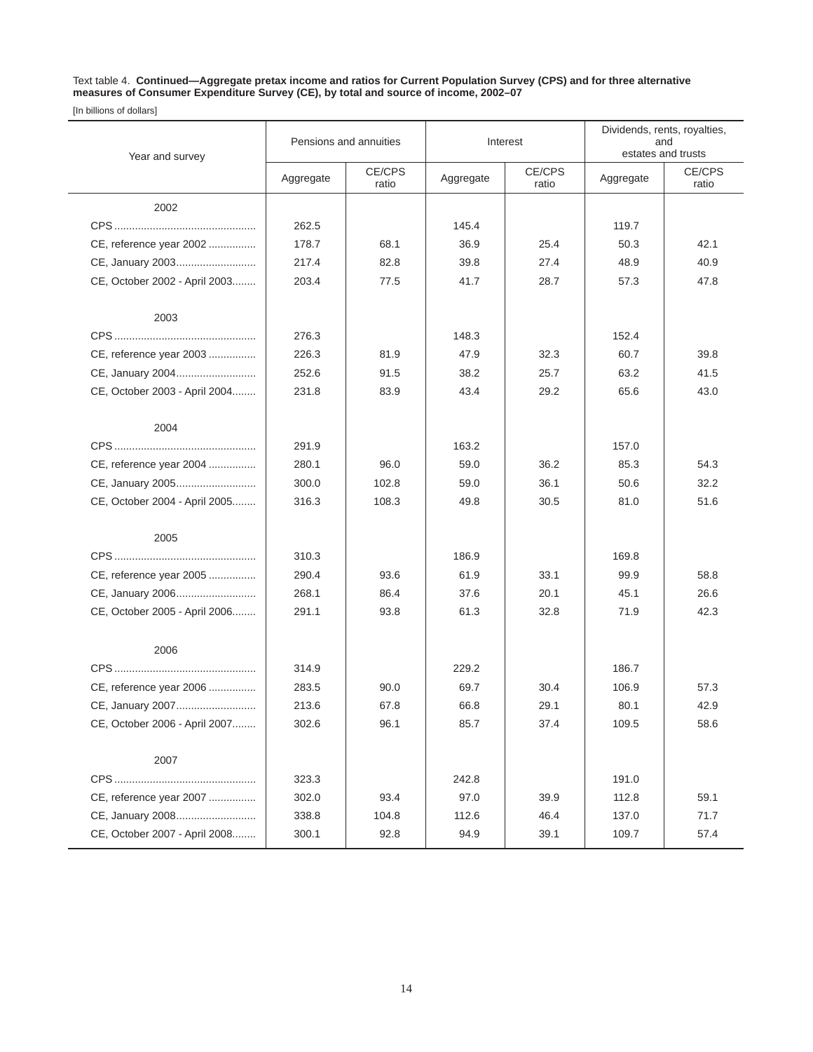Text table 4. **Continued—Aggregate pretax income and ratios for Current Population Survey (CPS) and for three alternative measures of Consumer Expenditure Survey (CE), by total and source of income, 2002–07**

[In billions of dollars]

| Year and survey | Pensions and annuities | | Interest | | Dividends, rents, royalties, and estates and trusts | |
|---|---|---|---|---|---|---|
| | Aggregate | CE/CPS ratio | Aggregate | CE/CPS ratio | Aggregate | CE/CPS ratio |
| 2002 | | | | | | |
| CPS | 262.5 | | 145.4 | | 119.7 | |
| CE, reference year 2002 | 178.7 | 68.1 | 36.9 | 25.4 | 50.3 | 42.1 |
| CE, January 2003 | 217.4 | 82.8 | 39.8 | 27.4 | 48.9 | 40.9 |
| CE, October 2002 - April 2003 | 203.4 | 77.5 | 41.7 | 28.7 | 57.3 | 47.8 |
| 2003 | | | | | | |
| CPS | 276.3 | | 148.3 | | 152.4 | |
| CE, reference year 2003 | 226.3 | 81.9 | 47.9 | 32.3 | 60.7 | 39.8 |
| CE, January 2004 | 252.6 | 91.5 | 38.2 | 25.7 | 63.2 | 41.5 |
| CE, October 2003 - April 2004 | 231.8 | 83.9 | 43.4 | 29.2 | 65.6 | 43.0 |
| 2004 | | | | | | |
| CPS | 291.9 | | 163.2 | | 157.0 | |
| CE, reference year 2004 | 280.1 | 96.0 | 59.0 | 36.2 | 85.3 | 54.3 |
| CE, January 2005 | 300.0 | 102.8 | 59.0 | 36.1 | 50.6 | 32.2 |
| CE, October 2004 - April 2005 | 316.3 | 108.3 | 49.8 | 30.5 | 81.0 | 51.6 |
| 2005 | | | | | | |
| CPS | 310.3 | | 186.9 | | 169.8 | |
| CE, reference year 2005 | 290.4 | 93.6 | 61.9 | 33.1 | 99.9 | 58.8 |
| CE, January 2006 | 268.1 | 86.4 | 37.6 | 20.1 | 45.1 | 26.6 |
| CE, October 2005 - April 2006 | 291.1 | 93.8 | 61.3 | 32.8 | 71.9 | 42.3 |
| 2006 | | | | | | |
| CPS | 314.9 | | 229.2 | | 186.7 | |
| CE, reference year 2006 | 283.5 | 90.0 | 69.7 | 30.4 | 106.9 | 57.3 |
| CE, January 2007 | 213.6 | 67.8 | 66.8 | 29.1 | 80.1 | 42.9 |
| CE, October 2006 - April 2007 | 302.6 | 96.1 | 85.7 | 37.4 | 109.5 | 58.6 |
| 2007 | | | | | | |
| CPS | 323.3 | | 242.8 | | 191.0 | |
| CE, reference year 2007 | 302.0 | 93.4 | 97.0 | 39.9 | 112.8 | 59.1 |
| CE, January 2008 | 338.8 | 104.8 | 112.6 | 46.4 | 137.0 | 71.7 |
| CE, October 2007 - April 2008 | 300.1 | 92.8 | 94.9 | 39.1 | 109.7 | 57.4 |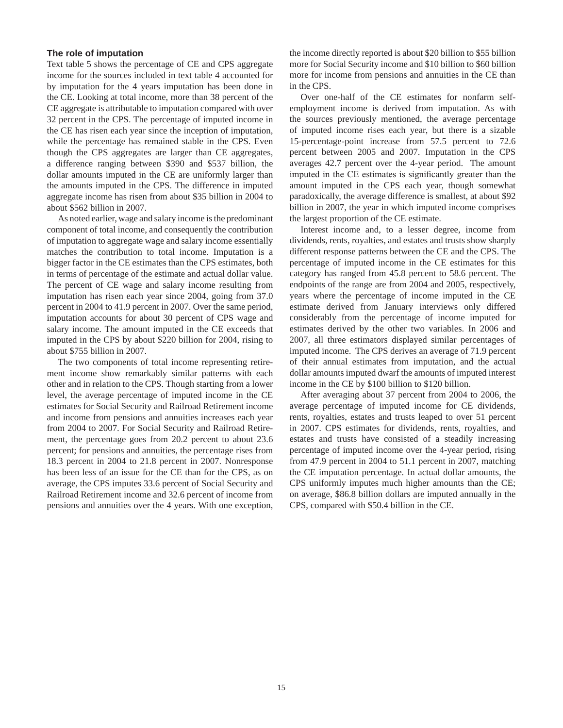### The role of imputation

Text table 5 shows the percentage of CE and CPS aggregate income for the sources included in text table 4 accounted for by imputation for the 4 years imputation has been done in the CE. Looking at total income, more than 38 percent of the CE aggregate is attributable to imputation compared with over 32 percent in the CPS. The percentage of imputed income in the CE has risen each year since the inception of imputation, while the percentage has remained stable in the CPS. Even though the CPS aggregates are larger than CE aggregates, a difference ranging between $390 and $537 billion, the dollar amounts imputed in the CE are uniformly larger than the amounts imputed in the CPS. The difference in imputed aggregate income has risen from about $35 billion in 2004 to about $562 billion in 2007.

As noted earlier, wage and salary income is the predominant component of total income, and consequently the contribution of imputation to aggregate wage and salary income essentially matches the contribution to total income. Imputation is a bigger factor in the CE estimates than the CPS estimates, both in terms of percentage of the estimate and actual dollar value. The percent of CE wage and salary income resulting from imputation has risen each year since 2004, going from 37.0 percent in 2004 to 41.9 percent in 2007. Over the same period, imputation accounts for about 30 percent of CPS wage and salary income. The amount imputed in the CE exceeds that imputed in the CPS by about $220 billion for 2004, rising to about $755 billion in 2007.

The two components of total income representing retirement income show remarkably similar patterns with each other and in relation to the CPS. Though starting from a lower level, the average percentage of imputed income in the CE estimates for Social Security and Railroad Retirement income and income from pensions and annuities increases each year from 2004 to 2007. For Social Security and Railroad Retirement, the percentage goes from 20.2 percent to about 23.6 percent; for pensions and annuities, the percentage rises from 18.3 percent in 2004 to 21.8 percent in 2007. Nonresponse has been less of an issue for the CE than for the CPS, as on average, the CPS imputes 33.6 percent of Social Security and Railroad Retirement income and 32.6 percent of income from pensions and annuities over the 4 years. With one exception, the income directly reported is about $20 billion to $55 billion more for Social Security income and $10 billion to $60 billion more for income from pensions and annuities in the CE than in the CPS.

Over one-half of the CE estimates for nonfarm self-employment income is derived from imputation. As with the sources previously mentioned, the average percentage of imputed income rises each year, but there is a sizable 15-percentage-point increase from 57.5 percent to 72.6 percent between 2005 and 2007. Imputation in the CPS averages 42.7 percent over the 4-year period. The amount imputed in the CE estimates is significantly greater than the amount imputed in the CPS each year, though somewhat paradoxically, the average difference is smallest, at about $92 billion in 2007, the year in which imputed income comprises the largest proportion of the CE estimate.

Interest income and, to a lesser degree, income from dividends, rents, royalties, and estates and trusts show sharply different response patterns between the CE and the CPS. The percentage of imputed income in the CE estimates for this category has ranged from 45.8 percent to 58.6 percent. The endpoints of the range are from 2004 and 2005, respectively, years where the percentage of income imputed in the CE estimate derived from January interviews only differed considerably from the percentage of income imputed for estimates derived by the other two variables. In 2006 and 2007, all three estimators displayed similar percentages of imputed income. The CPS derives an average of 71.9 percent of their annual estimates from imputation, and the actual dollar amounts imputed dwarf the amounts of imputed interest income in the CE by $100 billion to $120 billion.

After averaging about 37 percent from 2004 to 2006, the average percentage of imputed income for CE dividends, rents, royalties, estates and trusts leaped to over 51 percent in 2007. CPS estimates for dividends, rents, royalties, and estates and trusts have consisted of a steadily increasing percentage of imputed income over the 4-year period, rising from 47.9 percent in 2004 to 51.1 percent in 2007, matching the CE imputation percentage. In actual dollar amounts, the CPS uniformly imputes much higher amounts than the CE; on average, $86.8 billion dollars are imputed annually in the CPS, compared with $50.4 billion in the CE.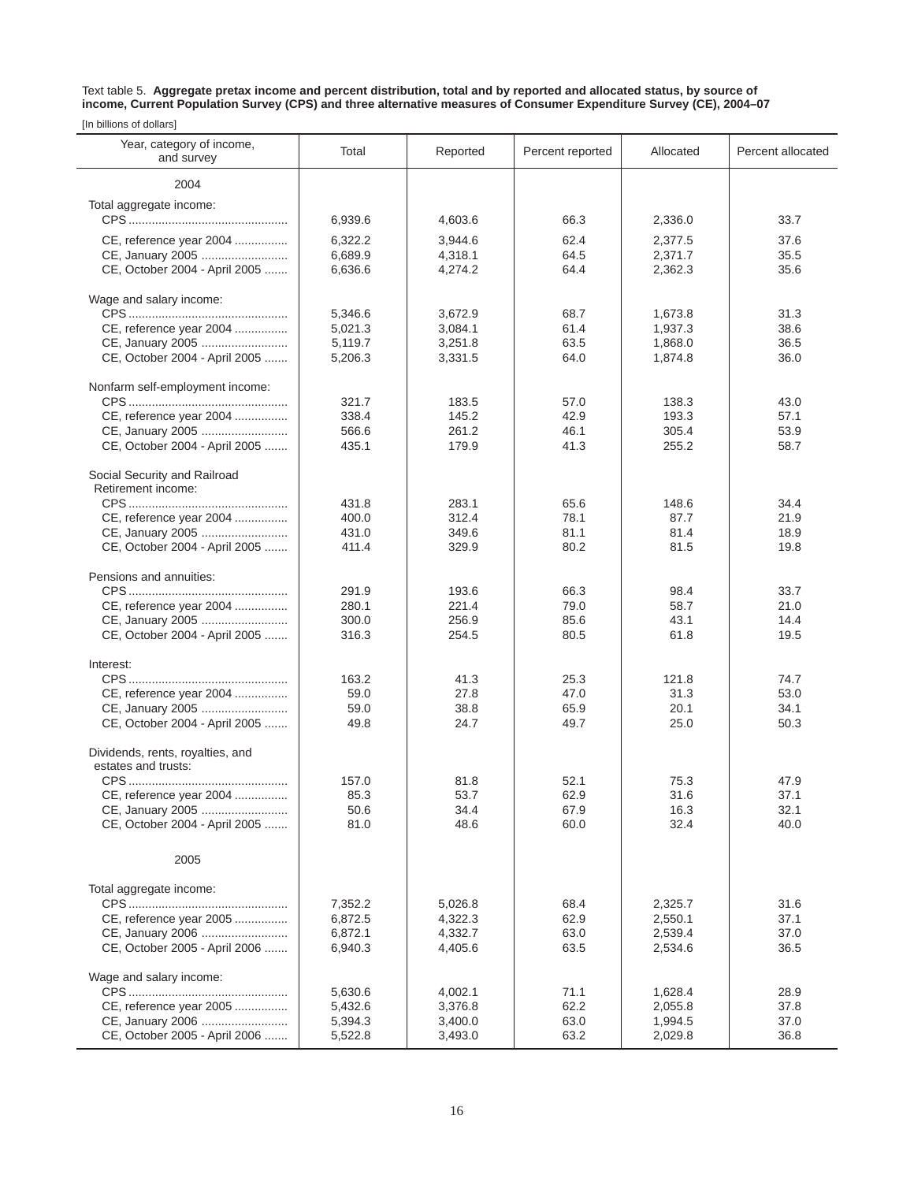Text table 5. **Aggregate pretax income and percent distribution, total and by reported and allocated status, by source of income, Current Population Survey (CPS) and three alternative measures of Consumer Expenditure Survey (CE), 2004–07**

[In billions of dollars]

| Year, category of income, and survey | Total | Reported | Percent reported | Allocated | Percent allocated |
|---|---|---|---|---|---|
| 2004 | | | | | |
| Total aggregate income: | | | | | |
| CPS | 6,939.6 | 4,603.6 | 66.3 | 2,336.0 | 33.7 |
| CE, reference year 2004 | 6,322.2 | 3,944.6 | 62.4 | 2,377.5 | 37.6 |
| CE, January 2005 | 6,689.9 | 4,318.1 | 64.5 | 2,371.7 | 35.5 |
| CE, October 2004 - April 2005 | 6,636.6 | 4,274.2 | 64.4 | 2,362.3 | 35.6 |
| Wage and salary income: | | | | | |
| CPS | 5,346.6 | 3,672.9 | 68.7 | 1,673.8 | 31.3 |
| CE, reference year 2004 | 5,021.3 | 3,084.1 | 61.4 | 1,937.3 | 38.6 |
| CE, January 2005 | 5,119.7 | 3,251.8 | 63.5 | 1,868.0 | 36.5 |
| CE, October 2004 - April 2005 | 5,206.3 | 3,331.5 | 64.0 | 1,874.8 | 36.0 |
| Nonfarm self-employment income: | | | | | |
| CPS | 321.7 | 183.5 | 57.0 | 138.3 | 43.0 |
| CE, reference year 2004 | 338.4 | 145.2 | 42.9 | 193.3 | 57.1 |
| CE, January 2005 | 566.6 | 261.2 | 46.1 | 305.4 | 53.9 |
| CE, October 2004 - April 2005 | 435.1 | 179.9 | 41.3 | 255.2 | 58.7 |
| Social Security and Railroad Retirement income: | | | | | |
| CPS | 431.8 | 283.1 | 65.6 | 148.6 | 34.4 |
| CE, reference year 2004 | 400.0 | 312.4 | 78.1 | 87.7 | 21.9 |
| CE, January 2005 | 431.0 | 349.6 | 81.1 | 81.4 | 18.9 |
| CE, October 2004 - April 2005 | 411.4 | 329.9 | 80.2 | 81.5 | 19.8 |
| Pensions and annuities: | | | | | |
| CPS | 291.9 | 193.6 | 66.3 | 98.4 | 33.7 |
| CE, reference year 2004 | 280.1 | 221.4 | 79.0 | 58.7 | 21.0 |
| CE, January 2005 | 300.0 | 256.9 | 85.6 | 43.1 | 14.4 |
| CE, October 2004 - April 2005 | 316.3 | 254.5 | 80.5 | 61.8 | 19.5 |
| Interest: | | | | | |
| CPS | 163.2 | 41.3 | 25.3 | 121.8 | 74.7 |
| CE, reference year 2004 | 59.0 | 27.8 | 47.0 | 31.3 | 53.0 |
| CE, January 2005 | 59.0 | 38.8 | 65.9 | 20.1 | 34.1 |
| CE, October 2004 - April 2005 | 49.8 | 24.7 | 49.7 | 25.0 | 50.3 |
| Dividends, rents, royalties, and estates and trusts: | | | | | |
| CPS | 157.0 | 81.8 | 52.1 | 75.3 | 47.9 |
| CE, reference year 2004 | 85.3 | 53.7 | 62.9 | 31.6 | 37.1 |
| CE, January 2005 | 50.6 | 34.4 | 67.9 | 16.3 | 32.1 |
| CE, October 2004 - April 2005 | 81.0 | 48.6 | 60.0 | 32.4 | 40.0 |
| 2005 | | | | | |
| Total aggregate income: | | | | | |
| CPS | 7,352.2 | 5,026.8 | 68.4 | 2,325.7 | 31.6 |
| CE, reference year 2005 | 6,872.5 | 4,322.3 | 62.9 | 2,550.1 | 37.1 |
| CE, January 2006 | 6,872.1 | 4,332.7 | 63.0 | 2,539.4 | 37.0 |
| CE, October 2005 - April 2006 | 6,940.3 | 4,405.6 | 63.5 | 2,534.6 | 36.5 |
| Wage and salary income: | | | | | |
| CPS | 5,630.6 | 4,002.1 | 71.1 | 1,628.4 | 28.9 |
| CE, reference year 2005 | 5,432.6 | 3,376.8 | 62.2 | 2,055.8 | 37.8 |
| CE, January 2006 | 5,394.3 | 3,400.0 | 63.0 | 1,994.5 | 37.0 |
| CE, October 2005 - April 2006 | 5,522.8 | 3,493.0 | 63.2 | 2,029.8 | 36.8 |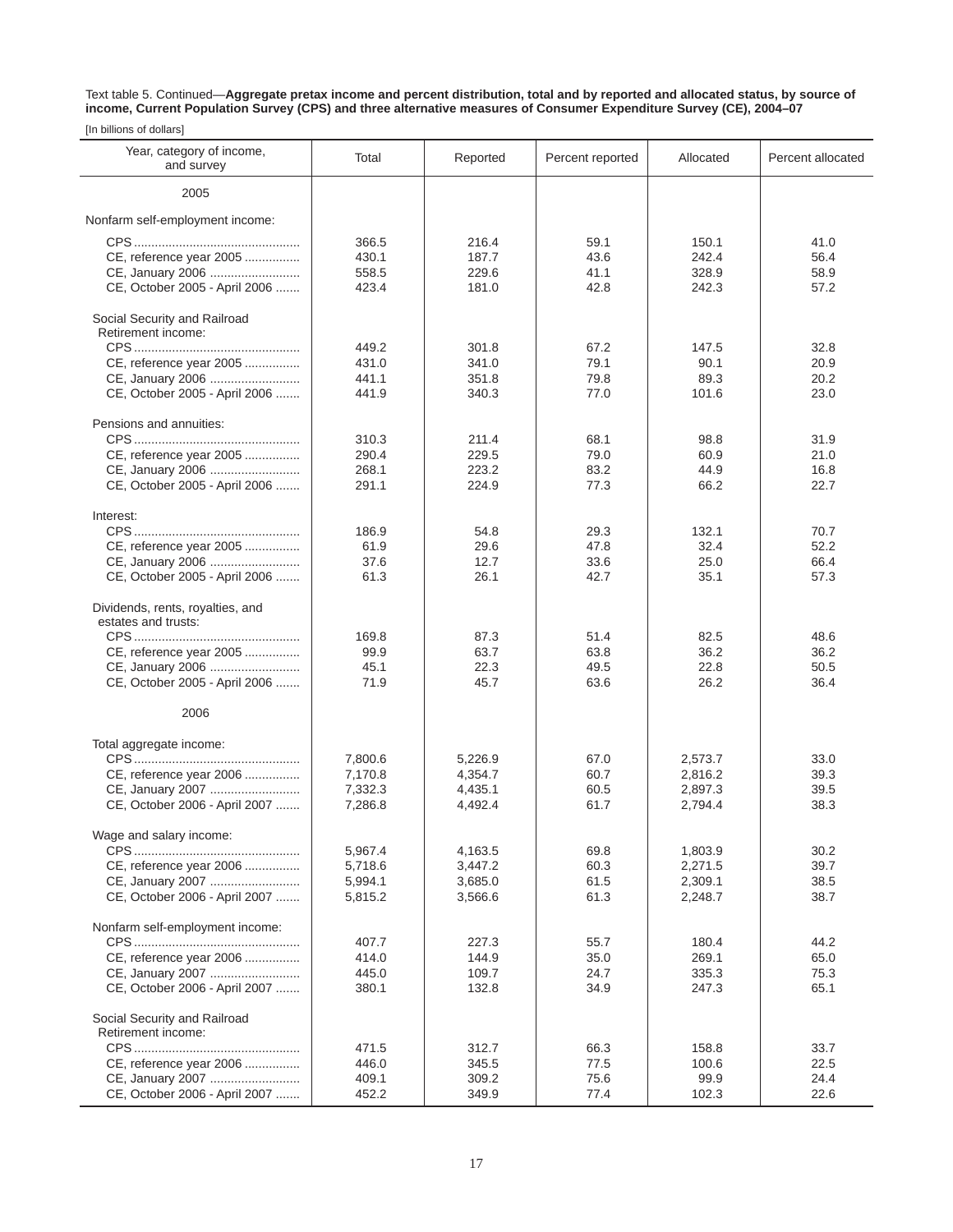Text table 5. Continued—**Aggregate pretax income and percent distribution, total and by reported and allocated status, by source of income, Current Population Survey (CPS) and three alternative measures of Consumer Expenditure Survey (CE), 2004–07**

[In billions of dollars]

| Year, category of income, and survey | Total | Reported | Percent reported | Allocated | Percent allocated |
|---|---|---|---|---|---|
| 2005 | | | | | |
| Nonfarm self-employment income: | | | | | |
| CPS | 366.5 | 216.4 | 59.1 | 150.1 | 41.0 |
| CE, reference year 2005 | 430.1 | 187.7 | 43.6 | 242.4 | 56.4 |
| CE, January 2006 | 558.5 | 229.6 | 41.1 | 328.9 | 58.9 |
| CE, October 2005 - April 2006 | 423.4 | 181.0 | 42.8 | 242.3 | 57.2 |
| Social Security and Railroad Retirement income: | | | | | |
| CPS | 449.2 | 301.8 | 67.2 | 147.5 | 32.8 |
| CE, reference year 2005 | 431.0 | 341.0 | 79.1 | 90.1 | 20.9 |
| CE, January 2006 | 441.1 | 351.8 | 79.8 | 89.3 | 20.2 |
| CE, October 2005 - April 2006 | 441.9 | 340.3 | 77.0 | 101.6 | 23.0 |
| Pensions and annuities: | | | | | |
| CPS | 310.3 | 211.4 | 68.1 | 98.8 | 31.9 |
| CE, reference year 2005 | 290.4 | 229.5 | 79.0 | 60.9 | 21.0 |
| CE, January 2006 | 268.1 | 223.2 | 83.2 | 44.9 | 16.8 |
| CE, October 2005 - April 2006 | 291.1 | 224.9 | 77.3 | 66.2 | 22.7 |
| Interest: | | | | | |
| CPS | 186.9 | 54.8 | 29.3 | 132.1 | 70.7 |
| CE, reference year 2005 | 61.9 | 29.6 | 47.8 | 32.4 | 52.2 |
| CE, January 2006 | 37.6 | 12.7 | 33.6 | 25.0 | 66.4 |
| CE, October 2005 - April 2006 | 61.3 | 26.1 | 42.7 | 35.1 | 57.3 |
| Dividends, rents, royalties, and estates and trusts: | | | | | |
| CPS | 169.8 | 87.3 | 51.4 | 82.5 | 48.6 |
| CE, reference year 2005 | 99.9 | 63.7 | 63.8 | 36.2 | 36.2 |
| CE, January 2006 | 45.1 | 22.3 | 49.5 | 22.8 | 50.5 |
| CE, October 2005 - April 2006 | 71.9 | 45.7 | 63.6 | 26.2 | 36.4 |
| 2006 | | | | | |
| Total aggregate income: | | | | | |
| CPS | 7,800.6 | 5,226.9 | 67.0 | 2,573.7 | 33.0 |
| CE, reference year 2006 | 7,170.8 | 4,354.7 | 60.7 | 2,816.2 | 39.3 |
| CE, January 2007 | 7,332.3 | 4,435.1 | 60.5 | 2,897.3 | 39.5 |
| CE, October 2006 - April 2007 | 7,286.8 | 4,492.4 | 61.7 | 2,794.4 | 38.3 |
| Wage and salary income: | | | | | |
| CPS | 5,967.4 | 4,163.5 | 69.8 | 1,803.9 | 30.2 |
| CE, reference year 2006 | 5,718.6 | 3,447.2 | 60.3 | 2,271.5 | 39.7 |
| CE, January 2007 | 5,994.1 | 3,685.0 | 61.5 | 2,309.1 | 38.5 |
| CE, October 2006 - April 2007 | 5,815.2 | 3,566.6 | 61.3 | 2,248.7 | 38.7 |
| Nonfarm self-employment income: | | | | | |
| CPS | 407.7 | 227.3 | 55.7 | 180.4 | 44.2 |
| CE, reference year 2006 | 414.0 | 144.9 | 35.0 | 269.1 | 65.0 |
| CE, January 2007 | 445.0 | 109.7 | 24.7 | 335.3 | 75.3 |
| CE, October 2006 - April 2007 | 380.1 | 132.8 | 34.9 | 247.3 | 65.1 |
| Social Security and Railroad Retirement income: | | | | | |
| CPS | 471.5 | 312.7 | 66.3 | 158.8 | 33.7 |
| CE, reference year 2006 | 446.0 | 345.5 | 77.5 | 100.6 | 22.5 |
| CE, January 2007 | 409.1 | 309.2 | 75.6 | 99.9 | 24.4 |
| CE, October 2006 - April 2007 | 452.2 | 349.9 | 77.4 | 102.3 | 22.6 |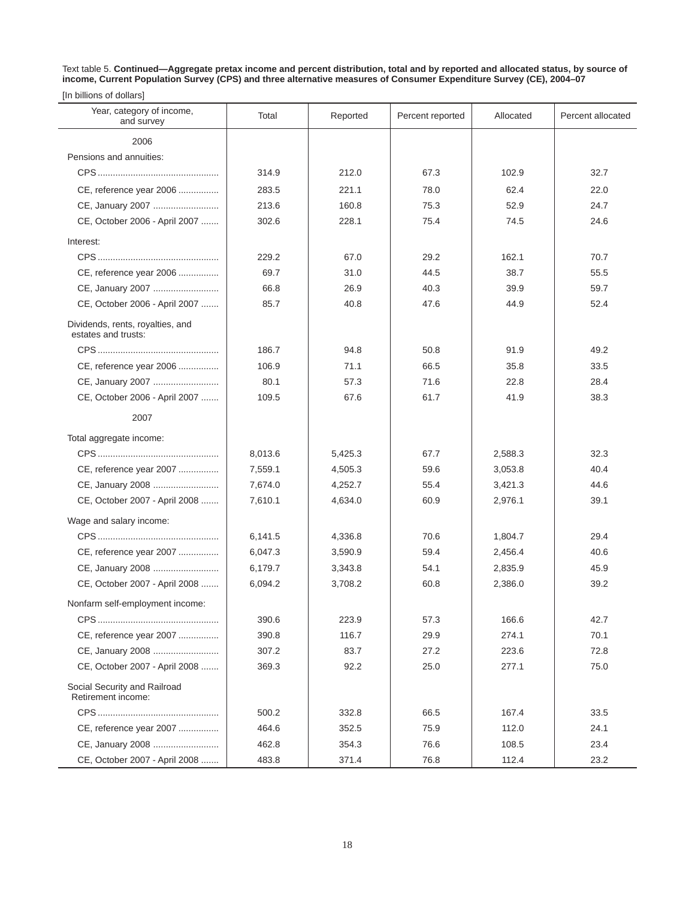Text table 5. **Continued—Aggregate pretax income and percent distribution, total and by reported and allocated status, by source of income, Current Population Survey (CPS) and three alternative measures of Consumer Expenditure Survey (CE), 2004–07**

[In billions of dollars]

| Year, category of income, and survey | Total | Reported | Percent reported | Allocated | Percent allocated |
|---|---|---|---|---|---|
| 2006 | | | | | |
| Pensions and annuities: | | | | | |
| CPS | 314.9 | 212.0 | 67.3 | 102.9 | 32.7 |
| CE, reference year 2006 | 283.5 | 221.1 | 78.0 | 62.4 | 22.0 |
| CE, January 2007 | 213.6 | 160.8 | 75.3 | 52.9 | 24.7 |
| CE, October 2006 - April 2007 | 302.6 | 228.1 | 75.4 | 74.5 | 24.6 |
| Interest: | | | | | |
| CPS | 229.2 | 67.0 | 29.2 | 162.1 | 70.7 |
| CE, reference year 2006 | 69.7 | 31.0 | 44.5 | 38.7 | 55.5 |
| CE, January 2007 | 66.8 | 26.9 | 40.3 | 39.9 | 59.7 |
| CE, October 2006 - April 2007 | 85.7 | 40.8 | 47.6 | 44.9 | 52.4 |
| Dividends, rents, royalties, and estates and trusts: | | | | | |
| CPS | 186.7 | 94.8 | 50.8 | 91.9 | 49.2 |
| CE, reference year 2006 | 106.9 | 71.1 | 66.5 | 35.8 | 33.5 |
| CE, January 2007 | 80.1 | 57.3 | 71.6 | 22.8 | 28.4 |
| CE, October 2006 - April 2007 | 109.5 | 67.6 | 61.7 | 41.9 | 38.3 |
| 2007 | | | | | |
| Total aggregate income: | | | | | |
| CPS | 8,013.6 | 5,425.3 | 67.7 | 2,588.3 | 32.3 |
| CE, reference year 2007 | 7,559.1 | 4,505.3 | 59.6 | 3,053.8 | 40.4 |
| CE, January 2008 | 7,674.0 | 4,252.7 | 55.4 | 3,421.3 | 44.6 |
| CE, October 2007 - April 2008 | 7,610.1 | 4,634.0 | 60.9 | 2,976.1 | 39.1 |
| Wage and salary income: | | | | | |
| CPS | 6,141.5 | 4,336.8 | 70.6 | 1,804.7 | 29.4 |
| CE, reference year 2007 | 6,047.3 | 3,590.9 | 59.4 | 2,456.4 | 40.6 |
| CE, January 2008 | 6,179.7 | 3,343.8 | 54.1 | 2,835.9 | 45.9 |
| CE, October 2007 - April 2008 | 6,094.2 | 3,708.2 | 60.8 | 2,386.0 | 39.2 |
| Nonfarm self-employment income: | | | | | |
| CPS | 390.6 | 223.9 | 57.3 | 166.6 | 42.7 |
| CE, reference year 2007 | 390.8 | 116.7 | 29.9 | 274.1 | 70.1 |
| CE, January 2008 | 307.2 | 83.7 | 27.2 | 223.6 | 72.8 |
| CE, October 2007 - April 2008 | 369.3 | 92.2 | 25.0 | 277.1 | 75.0 |
| Social Security and Railroad Retirement income: | | | | | |
| CPS | 500.2 | 332.8 | 66.5 | 167.4 | 33.5 |
| CE, reference year 2007 | 464.6 | 352.5 | 75.9 | 112.0 | 24.1 |
| CE, January 2008 | 462.8 | 354.3 | 76.6 | 108.5 | 23.4 |
| CE, October 2007 - April 2008 | 483.8 | 371.4 | 76.8 | 112.4 | 23.2 |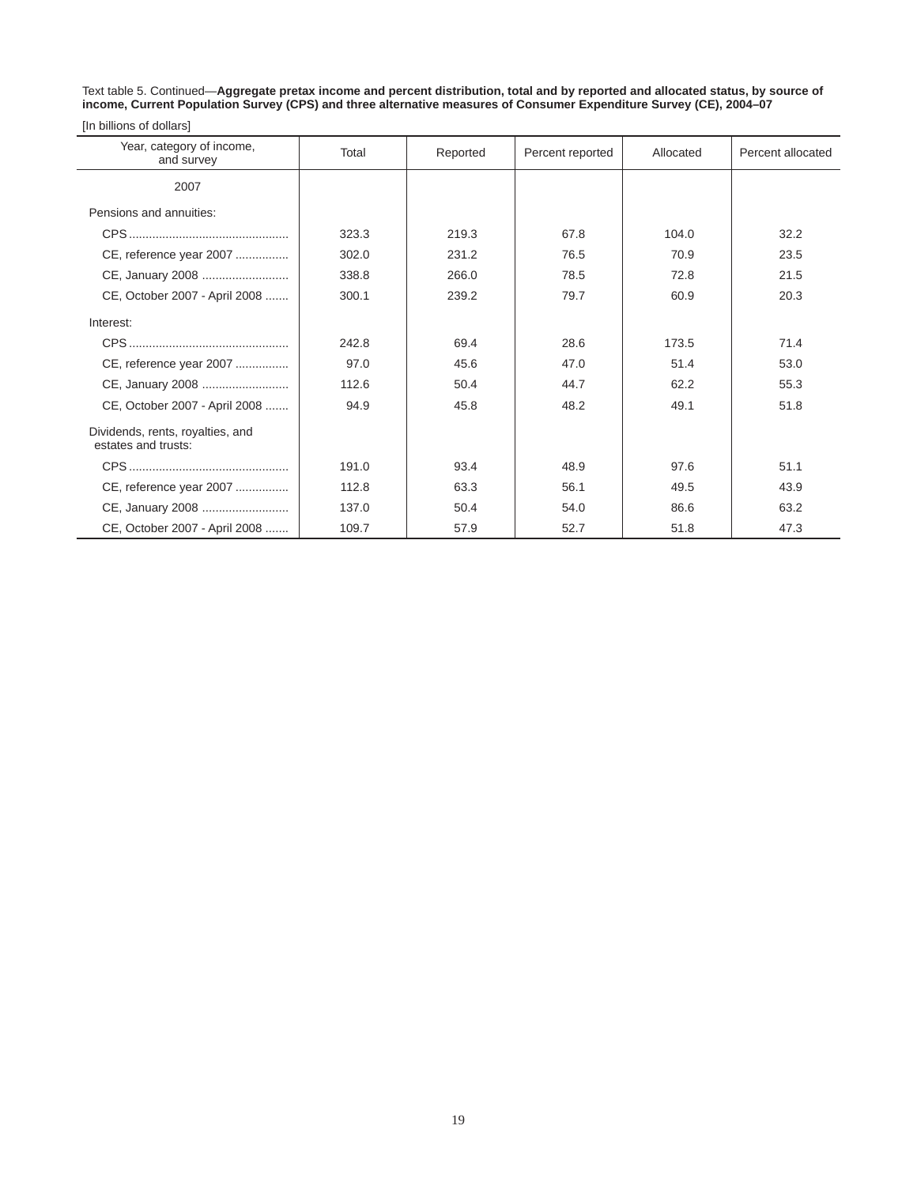Text table 5. Continued—**Aggregate pretax income and percent distribution, total and by reported and allocated status, by source of income, Current Population Survey (CPS) and three alternative measures of Consumer Expenditure Survey (CE), 2004–07**

[In billions of dollars]

| Year, category of income, and survey | Total | Reported | Percent reported | Allocated | Percent allocated |
|---|---|---|---|---|---|
| 2007 | | | | | |
| Pensions and annuities: | | | | | |
| CPS | 323.3 | 219.3 | 67.8 | 104.0 | 32.2 |
| CE, reference year 2007 | 302.0 | 231.2 | 76.5 | 70.9 | 23.5 |
| CE, January 2008 | 338.8 | 266.0 | 78.5 | 72.8 | 21.5 |
| CE, October 2007 - April 2008 | 300.1 | 239.2 | 79.7 | 60.9 | 20.3 |
| Interest: | | | | | |
| CPS | 242.8 | 69.4 | 28.6 | 173.5 | 71.4 |
| CE, reference year 2007 | 97.0 | 45.6 | 47.0 | 51.4 | 53.0 |
| CE, January 2008 | 112.6 | 50.4 | 44.7 | 62.2 | 55.3 |
| CE, October 2007 - April 2008 | 94.9 | 45.8 | 48.2 | 49.1 | 51.8 |
| Dividends, rents, royalties, and estates and trusts: | | | | | |
| CPS | 191.0 | 93.4 | 48.9 | 97.6 | 51.1 |
| CE, reference year 2007 | 112.8 | 63.3 | 56.1 | 49.5 | 43.9 |
| CE, January 2008 | 137.0 | 50.4 | 54.0 | 86.6 | 63.2 |
| CE, October 2007 - April 2008 | 109.7 | 57.9 | 52.7 | 51.8 | 47.3 |